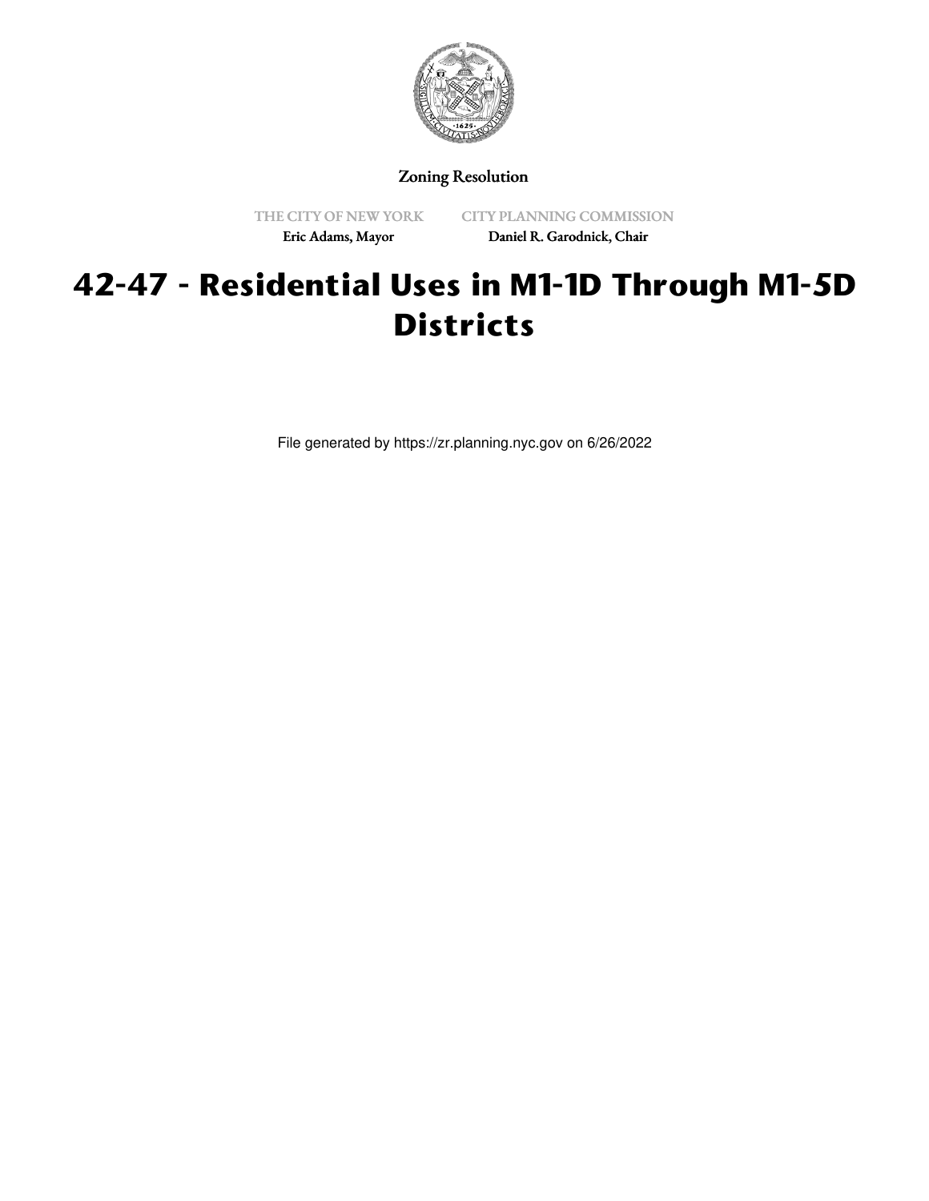Zoning Resolution

THE CITY OF NEW YORK
Eric Adams, Mayor

CITY PLANNING COMMISSION
Daniel R. Garodnick, Chair

# 42-47 - Residential Uses in M1-1D Through M1-5D Districts

File generated by https://zr.planning.nyc.gov on 6/26/2022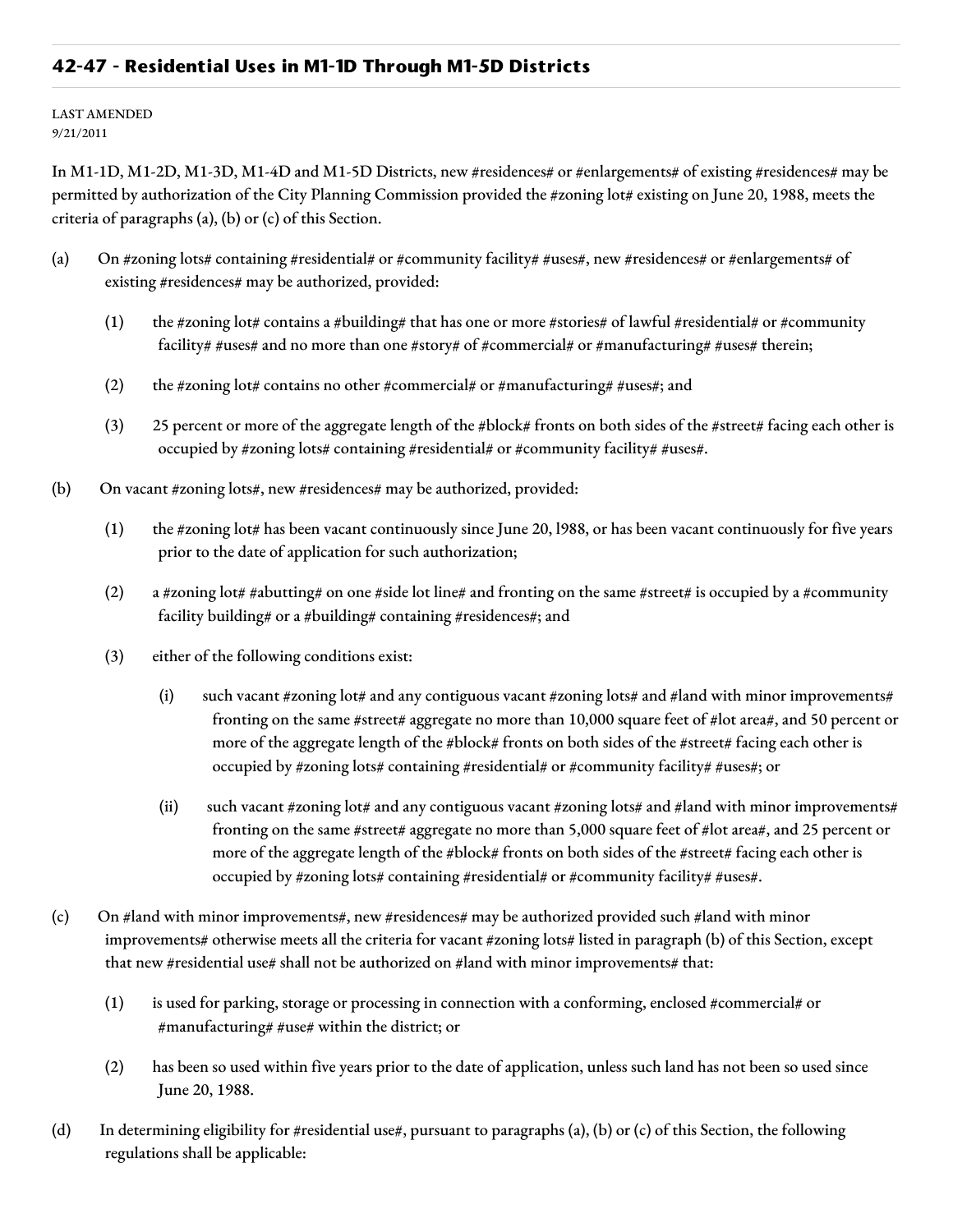## 42-47 - Residential Uses in M1-1D Through M1-5D Districts

LAST AMENDED
9/21/2011

In M1-1D, M1-2D, M1-3D, M1-4D and M1-5D Districts, new #residences# or #enlargements# of existing #residences# may be permitted by authorization of the City Planning Commission provided the #zoning lot# existing on June 20, 1988, meets the criteria of paragraphs (a), (b) or (c) of this Section.

(a) On #zoning lots# containing #residential# or #community facility# #uses#, new #residences# or #enlargements# of existing #residences# may be authorized, provided:

(1) the #zoning lot# contains a #building# that has one or more #stories# of lawful #residential# or #community facility# #uses# and no more than one #story# of #commercial# or #manufacturing# #uses# therein;

(2) the #zoning lot# contains no other #commercial# or #manufacturing# #uses#; and

(3) 25 percent or more of the aggregate length of the #block# fronts on both sides of the #street# facing each other is occupied by #zoning lots# containing #residential# or #community facility# #uses#.

(b) On vacant #zoning lots#, new #residences# may be authorized, provided:

(1) the #zoning lot# has been vacant continuously since June 20, l988, or has been vacant continuously for five years prior to the date of application for such authorization;

(2) a #zoning lot# #abutting# on one #side lot line# and fronting on the same #street# is occupied by a #community facility building# or a #building# containing #residences#; and

(3) either of the following conditions exist:

(i) such vacant #zoning lot# and any contiguous vacant #zoning lots# and #land with minor improvements# fronting on the same #street# aggregate no more than 10,000 square feet of #lot area#, and 50 percent or more of the aggregate length of the #block# fronts on both sides of the #street# facing each other is occupied by #zoning lots# containing #residential# or #community facility# #uses#; or

(ii) such vacant #zoning lot# and any contiguous vacant #zoning lots# and #land with minor improvements# fronting on the same #street# aggregate no more than 5,000 square feet of #lot area#, and 25 percent or more of the aggregate length of the #block# fronts on both sides of the #street# facing each other is occupied by #zoning lots# containing #residential# or #community facility# #uses#.

(c) On #land with minor improvements#, new #residences# may be authorized provided such #land with minor improvements# otherwise meets all the criteria for vacant #zoning lots# listed in paragraph (b) of this Section, except that new #residential use# shall not be authorized on #land with minor improvements# that:

(1) is used for parking, storage or processing in connection with a conforming, enclosed #commercial# or #manufacturing# #use# within the district; or

(2) has been so used within five years prior to the date of application, unless such land has not been so used since June 20, 1988.

(d) In determining eligibility for #residential use#, pursuant to paragraphs (a), (b) or (c) of this Section, the following regulations shall be applicable: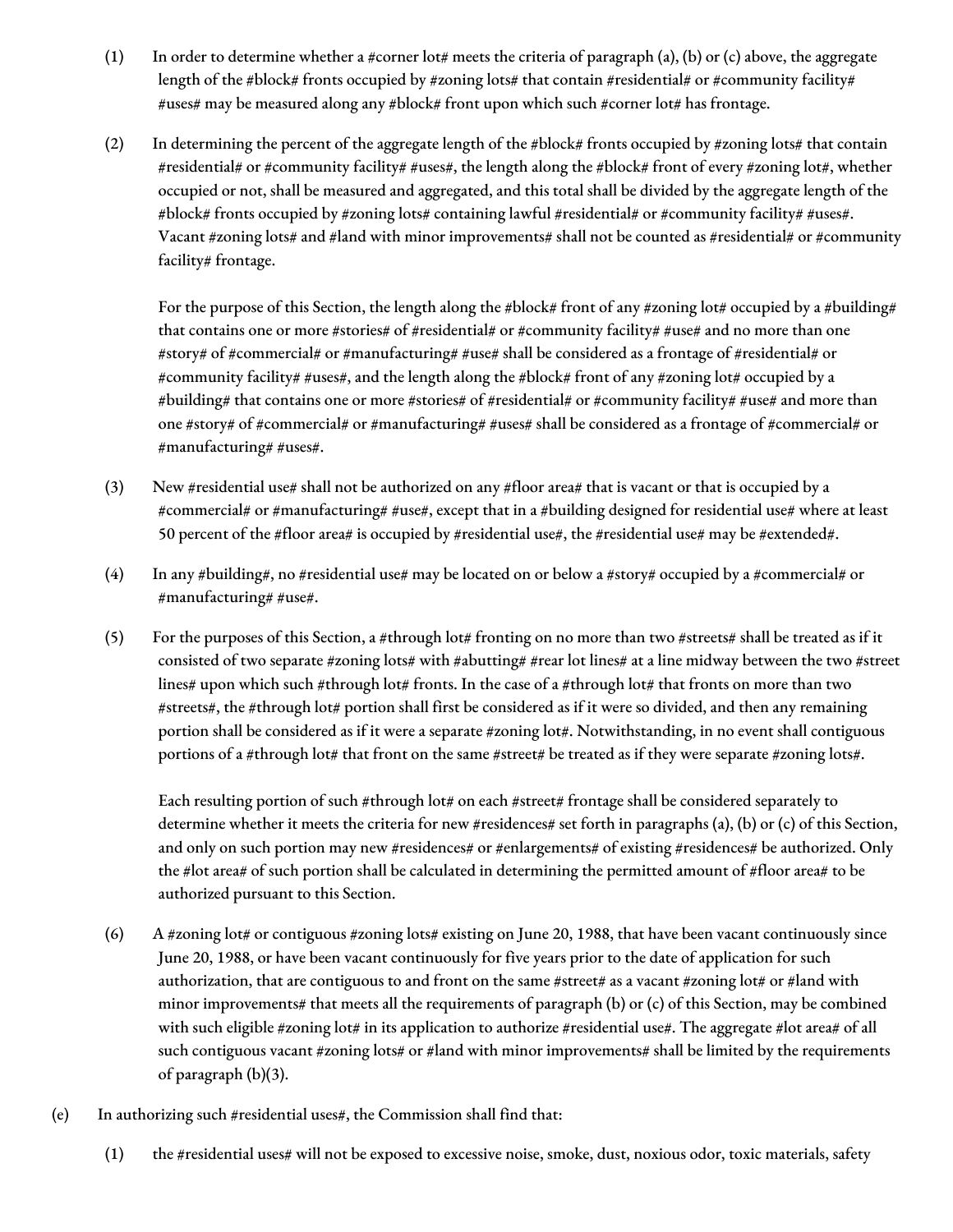(1) In order to determine whether a #corner lot# meets the criteria of paragraph (a), (b) or (c) above, the aggregate length of the #block# fronts occupied by #zoning lots# that contain #residential# or #community facility# #uses# may be measured along any #block# front upon which such #corner lot# has frontage.

(2) In determining the percent of the aggregate length of the #block# fronts occupied by #zoning lots# that contain #residential# or #community facility# #uses#, the length along the #block# front of every #zoning lot#, whether occupied or not, shall be measured and aggregated, and this total shall be divided by the aggregate length of the #block# fronts occupied by #zoning lots# containing lawful #residential# or #community facility# #uses#. Vacant #zoning lots# and #land with minor improvements# shall not be counted as #residential# or #community facility# frontage.

For the purpose of this Section, the length along the #block# front of any #zoning lot# occupied by a #building# that contains one or more #stories# of #residential# or #community facility# #use# and no more than one #story# of #commercial# or #manufacturing# #use# shall be considered as a frontage of #residential# or #community facility# #uses#, and the length along the #block# front of any #zoning lot# occupied by a #building# that contains one or more #stories# of #residential# or #community facility# #use# and more than one #story# of #commercial# or #manufacturing# #uses# shall be considered as a frontage of #commercial# or #manufacturing# #uses#.

(3) New #residential use# shall not be authorized on any #floor area# that is vacant or that is occupied by a #commercial# or #manufacturing# #use#, except that in a #building designed for residential use# where at least 50 percent of the #floor area# is occupied by #residential use#, the #residential use# may be #extended#.

(4) In any #building#, no #residential use# may be located on or below a #story# occupied by a #commercial# or #manufacturing# #use#.

(5) For the purposes of this Section, a #through lot# fronting on no more than two #streets# shall be treated as if it consisted of two separate #zoning lots# with #abutting# #rear lot lines# at a line midway between the two #street lines# upon which such #through lot# fronts. In the case of a #through lot# that fronts on more than two #streets#, the #through lot# portion shall first be considered as if it were so divided, and then any remaining portion shall be considered as if it were a separate #zoning lot#. Notwithstanding, in no event shall contiguous portions of a #through lot# that front on the same #street# be treated as if they were separate #zoning lots#.

Each resulting portion of such #through lot# on each #street# frontage shall be considered separately to determine whether it meets the criteria for new #residences# set forth in paragraphs (a), (b) or (c) of this Section, and only on such portion may new #residences# or #enlargements# of existing #residences# be authorized. Only the #lot area# of such portion shall be calculated in determining the permitted amount of #floor area# to be authorized pursuant to this Section.

(6) A #zoning lot# or contiguous #zoning lots# existing on June 20, 1988, that have been vacant continuously since June 20, 1988, or have been vacant continuously for five years prior to the date of application for such authorization, that are contiguous to and front on the same #street# as a vacant #zoning lot# or #land with minor improvements# that meets all the requirements of paragraph (b) or (c) of this Section, may be combined with such eligible #zoning lot# in its application to authorize #residential use#. The aggregate #lot area# of all such contiguous vacant #zoning lots# or #land with minor improvements# shall be limited by the requirements of paragraph (b)(3).

(e) In authorizing such #residential uses#, the Commission shall find that:

(1) the #residential uses# will not be exposed to excessive noise, smoke, dust, noxious odor, toxic materials, safety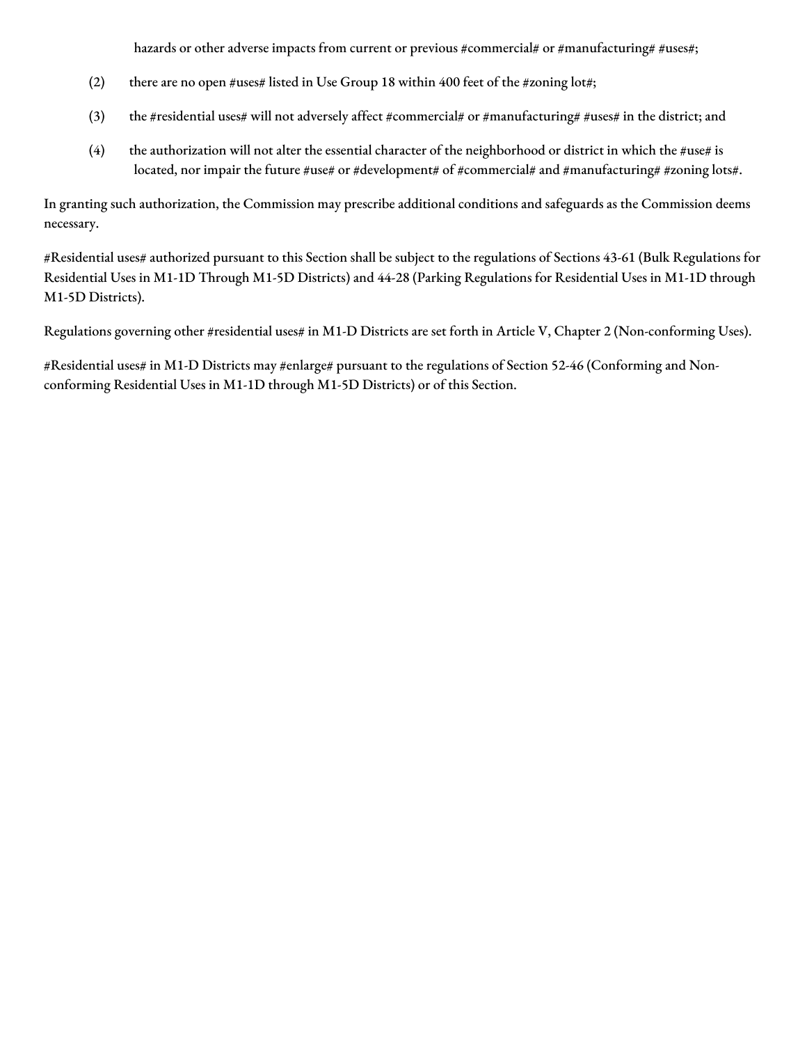hazards or other adverse impacts from current or previous #commercial# or #manufacturing# #uses#;

(2) there are no open #uses# listed in Use Group 18 within 400 feet of the #zoning lot#;

(3) the #residential uses# will not adversely affect #commercial# or #manufacturing# #uses# in the district; and

(4) the authorization will not alter the essential character of the neighborhood or district in which the #use# is located, nor impair the future #use# or #development# of #commercial# and #manufacturing# #zoning lots#.

In granting such authorization, the Commission may prescribe additional conditions and safeguards as the Commission deems necessary.

#Residential uses# authorized pursuant to this Section shall be subject to the regulations of Sections 43-61 (Bulk Regulations for Residential Uses in M1-1D Through M1-5D Districts) and 44-28 (Parking Regulations for Residential Uses in M1-1D through M1-5D Districts).

Regulations governing other #residential uses# in M1-D Districts are set forth in Article V, Chapter 2 (Non-conforming Uses).

#Residential uses# in M1-D Districts may #enlarge# pursuant to the regulations of Section 52-46 (Conforming and Non-conforming Residential Uses in M1-1D through M1-5D Districts) or of this Section.